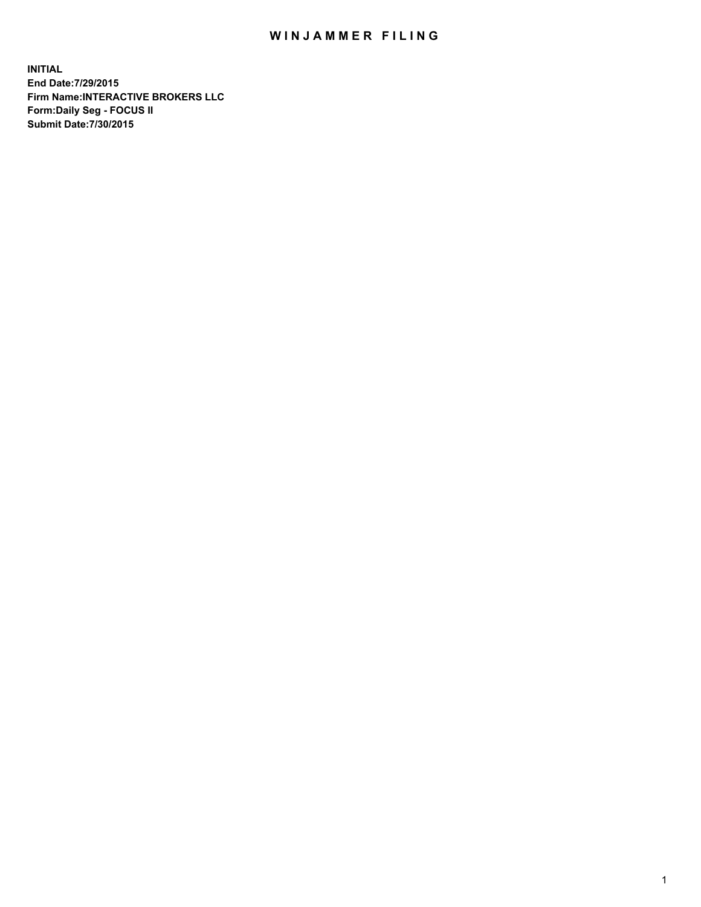# WINJAMMER FILING

**INITIAL**
**End Date:7/29/2015**
**Firm Name:INTERACTIVE BROKERS LLC**
**Form:Daily Seg - FOCUS II**
**Submit Date:7/30/2015**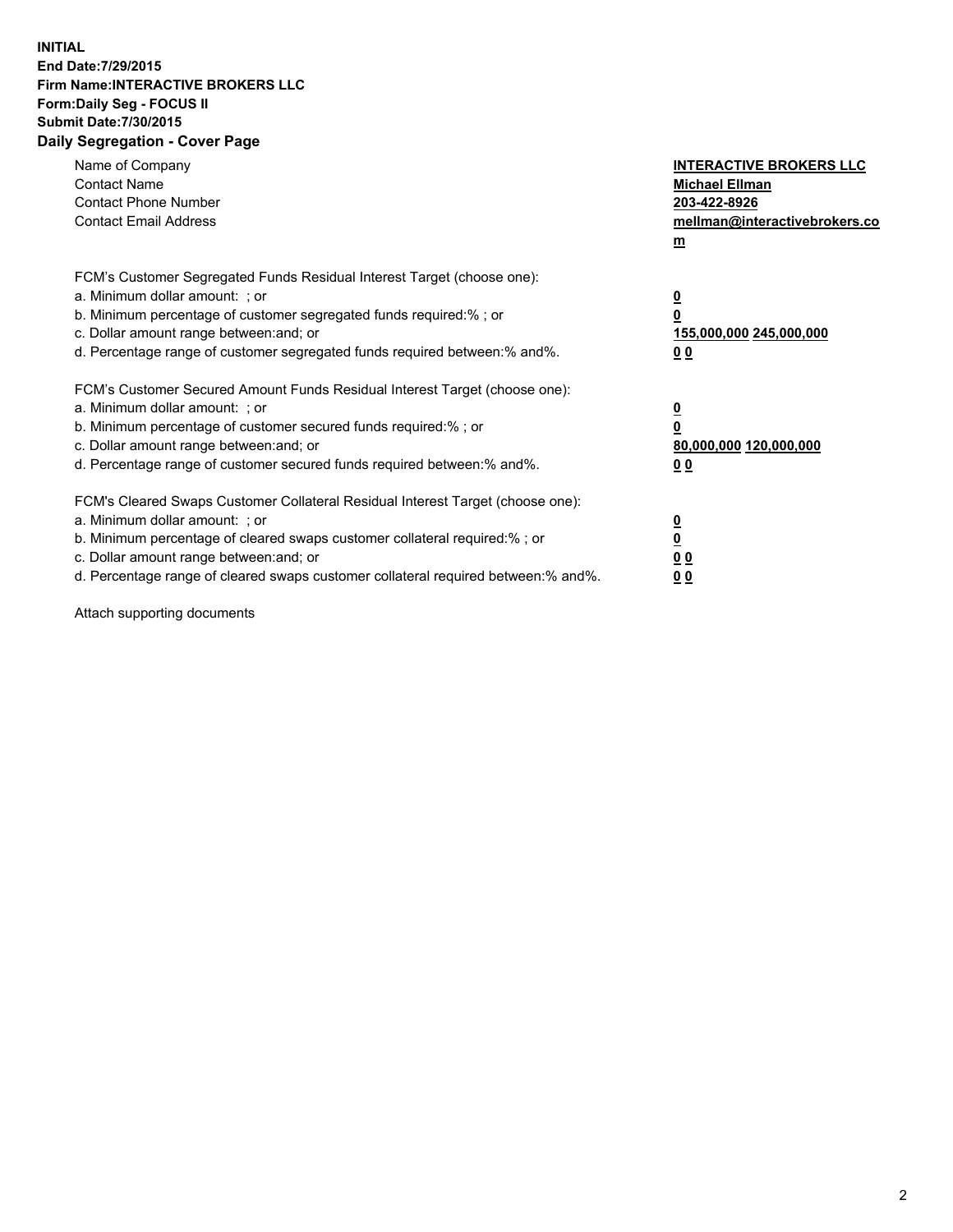**INITIAL**
**End Date:7/29/2015**
**Firm Name:INTERACTIVE BROKERS LLC**
**Form:Daily Seg - FOCUS II**
**Submit Date:7/30/2015**
**Daily Segregation - Cover Page**

| | |
|---|---|
| Name of Company | **INTERACTIVE BROKERS LLC** |
| Contact Name | **Michael Ellman** |
| Contact Phone Number | **203-422-8926** |
| Contact Email Address | **mellman@interactivebrokers.com** |

| | |
|---|---|
| FCM's Customer Segregated Funds Residual Interest Target (choose one): | |
| a. Minimum dollar amount: ; or | **0** |
| b. Minimum percentage of customer segregated funds required:% ; or | **0** |
| c. Dollar amount range between:and; or | **155,000,000 245,000,000** |
| d. Percentage range of customer segregated funds required between:% and%. | **0 0** |

| | |
|---|---|
| FCM's Customer Secured Amount Funds Residual Interest Target (choose one): | |
| a. Minimum dollar amount: ; or | **0** |
| b. Minimum percentage of customer secured funds required:% ; or | **0** |
| c. Dollar amount range between:and; or | **80,000,000 120,000,000** |
| d. Percentage range of customer secured funds required between:% and%. | **0 0** |

| | |
|---|---|
| FCM's Cleared Swaps Customer Collateral Residual Interest Target (choose one): | |
| a. Minimum dollar amount: ; or | **0** |
| b. Minimum percentage of cleared swaps customer collateral required:% ; or | **0** |
| c. Dollar amount range between:and; or | **0 0** |
| d. Percentage range of cleared swaps customer collateral required between:% and%. | **0 0** |

Attach supporting documents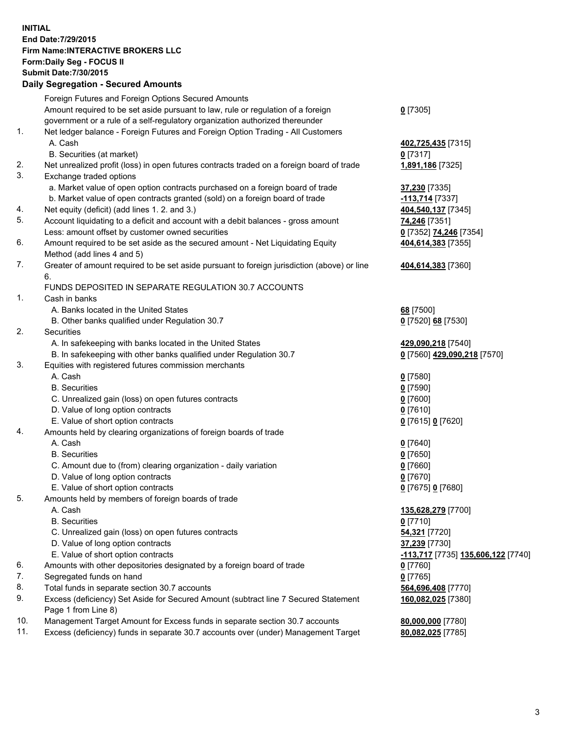**INITIAL**
**End Date:7/29/2015**
**Firm Name:INTERACTIVE BROKERS LLC**
**Form:Daily Seg - FOCUS II**
**Submit Date:7/30/2015**

## Daily Segregation - Secured Amounts

| | | |
|---|---|---|
| | Foreign Futures and Foreign Options Secured Amounts | |
| | Amount required to be set aside pursuant to law, rule or regulation of a foreign government or a rule of a self-regulatory organization authorized thereunder | **0** [7305] |
| 1. | Net ledger balance - Foreign Futures and Foreign Option Trading - All Customers | |
| | A. Cash | **402,725,435** [7315] |
| | B. Securities (at market) | **0** [7317] |
| 2. | Net unrealized profit (loss) in open futures contracts traded on a foreign board of trade | **1,891,186** [7325] |
| 3. | Exchange traded options | |
| | a. Market value of open option contracts purchased on a foreign board of trade | **37,230** [7335] |
| | b. Market value of open contracts granted (sold) on a foreign board of trade | **-113,714** [7337] |
| 4. | Net equity (deficit) (add lines 1. 2. and 3.) | **404,540,137** [7345] |
| 5. | Account liquidating to a deficit and account with a debit balances - gross amount | **74,246** [7351] |
| | Less: amount offset by customer owned securities | **0** [7352] **74,246** [7354] |
| 6. | Amount required to be set aside as the secured amount - Net Liquidating Equity Method (add lines 4 and 5) | **404,614,383** [7355] |
| 7. | Greater of amount required to be set aside pursuant to foreign jurisdiction (above) or line 6. | **404,614,383** [7360] |
| | FUNDS DEPOSITED IN SEPARATE REGULATION 30.7 ACCOUNTS | |
| 1. | Cash in banks | |
| | A. Banks located in the United States | **68** [7500] |
| | B. Other banks qualified under Regulation 30.7 | **0** [7520] **68** [7530] |
| 2. | Securities | |
| | A. In safekeeping with banks located in the United States | **429,090,218** [7540] |
| | B. In safekeeping with other banks qualified under Regulation 30.7 | **0** [7560] **429,090,218** [7570] |
| 3. | Equities with registered futures commission merchants | |
| | A. Cash | **0** [7580] |
| | B. Securities | **0** [7590] |
| | C. Unrealized gain (loss) on open futures contracts | **0** [7600] |
| | D. Value of long option contracts | **0** [7610] |
| | E. Value of short option contracts | **0** [7615] **0** [7620] |
| 4. | Amounts held by clearing organizations of foreign boards of trade | |
| | A. Cash | **0** [7640] |
| | B. Securities | **0** [7650] |
| | C. Amount due to (from) clearing organization - daily variation | **0** [7660] |
| | D. Value of long option contracts | **0** [7670] |
| | E. Value of short option contracts | **0** [7675] **0** [7680] |
| 5. | Amounts held by members of foreign boards of trade | |
| | A. Cash | **135,628,279** [7700] |
| | B. Securities | **0** [7710] |
| | C. Unrealized gain (loss) on open futures contracts | **54,321** [7720] |
| | D. Value of long option contracts | **37,239** [7730] |
| | E. Value of short option contracts | **-113,717** [7735] **135,606,122** [7740] |
| 6. | Amounts with other depositories designated by a foreign board of trade | **0** [7760] |
| 7. | Segregated funds on hand | **0** [7765] |
| 8. | Total funds in separate section 30.7 accounts | **564,696,408** [7770] |
| 9. | Excess (deficiency) Set Aside for Secured Amount (subtract line 7 Secured Statement Page 1 from Line 8) | **160,082,025** [7380] |
| 10. | Management Target Amount for Excess funds in separate section 30.7 accounts | **80,000,000** [7780] |
| 11. | Excess (deficiency) funds in separate 30.7 accounts over (under) Management Target | **80,082,025** [7785] |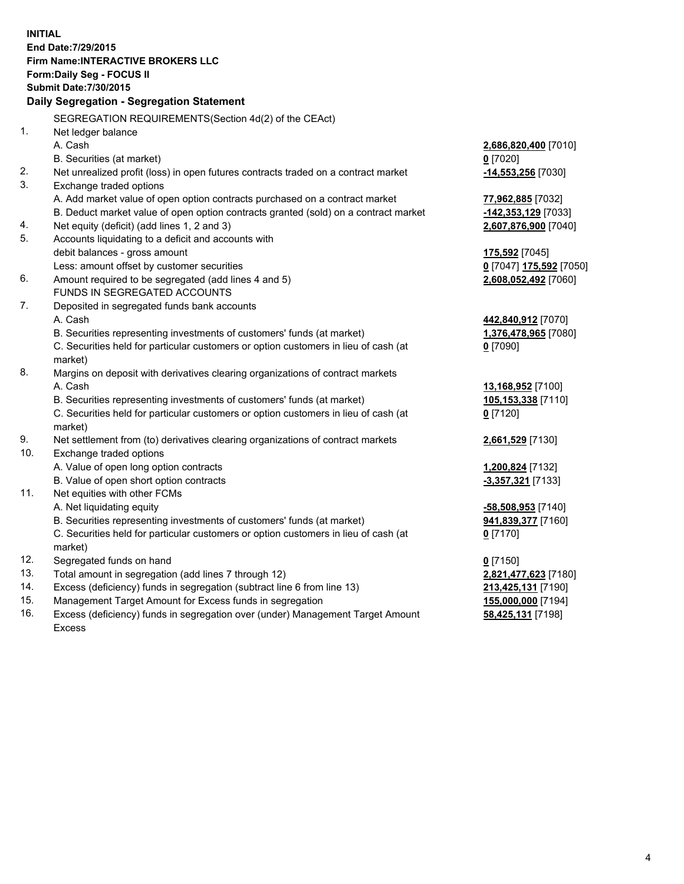**INITIAL**
**End Date:7/29/2015**
**Firm Name:INTERACTIVE BROKERS LLC**
**Form:Daily Seg - FOCUS II**
**Submit Date:7/30/2015**

**Daily Segregation - Segregation Statement**

SEGREGATION REQUIREMENTS(Section 4d(2) of the CEAct)

| | | |
|---|---|---|
| 1. | Net ledger balance | |
| | A. Cash | **2,686,820,400** [7010] |
| | B. Securities (at market) | **0** [7020] |
| 2. | Net unrealized profit (loss) in open futures contracts traded on a contract market | **-14,553,256** [7030] |
| 3. | Exchange traded options | |
| | A. Add market value of open option contracts purchased on a contract market | **77,962,885** [7032] |
| | B. Deduct market value of open option contracts granted (sold) on a contract market | **-142,353,129** [7033] |
| 4. | Net equity (deficit) (add lines 1, 2 and 3) | **2,607,876,900** [7040] |
| 5. | Accounts liquidating to a deficit and accounts with | |
| | debit balances - gross amount | **175,592** [7045] |
| | Less: amount offset by customer securities | **0** [7047] **175,592** [7050] |
| 6. | Amount required to be segregated (add lines 4 and 5) | **2,608,052,492** [7060] |
| | FUNDS IN SEGREGATED ACCOUNTS | |
| 7. | Deposited in segregated funds bank accounts | |
| | A. Cash | **442,840,912** [7070] |
| | B. Securities representing investments of customers' funds (at market) | **1,376,478,965** [7080] |
| | C. Securities held for particular customers or option customers in lieu of cash (at market) | **0** [7090] |
| 8. | Margins on deposit with derivatives clearing organizations of contract markets | |
| | A. Cash | **13,168,952** [7100] |
| | B. Securities representing investments of customers' funds (at market) | **105,153,338** [7110] |
| | C. Securities held for particular customers or option customers in lieu of cash (at market) | **0** [7120] |
| 9. | Net settlement from (to) derivatives clearing organizations of contract markets | **2,661,529** [7130] |
| 10. | Exchange traded options | |
| | A. Value of open long option contracts | **1,200,824** [7132] |
| | B. Value of open short option contracts | **-3,357,321** [7133] |
| 11. | Net equities with other FCMs | |
| | A. Net liquidating equity | **-58,508,953** [7140] |
| | B. Securities representing investments of customers' funds (at market) | **941,839,377** [7160] |
| | C. Securities held for particular customers or option customers in lieu of cash (at market) | **0** [7170] |
| 12. | Segregated funds on hand | **0** [7150] |
| 13. | Total amount in segregation (add lines 7 through 12) | **2,821,477,623** [7180] |
| 14. | Excess (deficiency) funds in segregation (subtract line 6 from line 13) | **213,425,131** [7190] |
| 15. | Management Target Amount for Excess funds in segregation | **155,000,000** [7194] |
| 16. | Excess (deficiency) funds in segregation over (under) Management Target Amount Excess | **58,425,131** [7198] |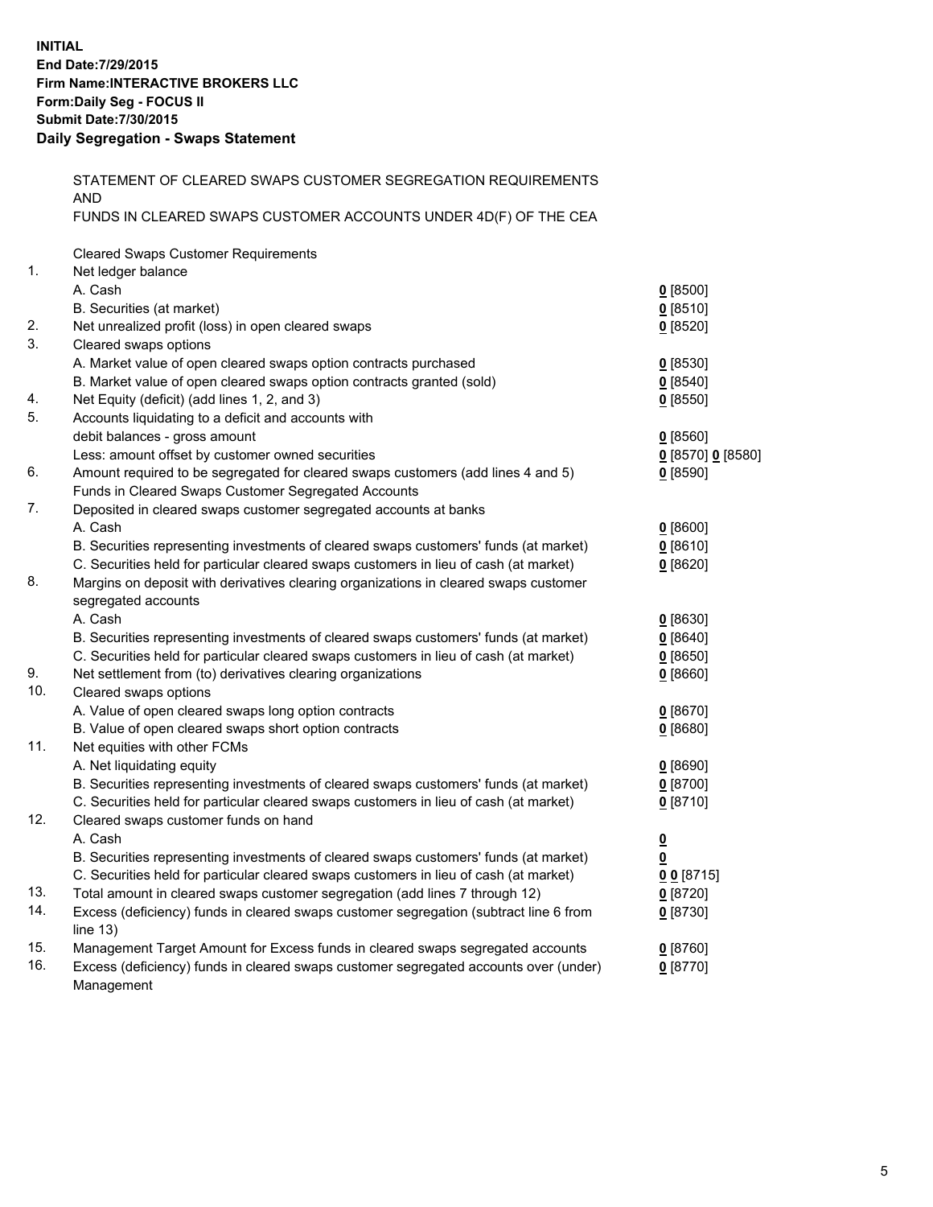**INITIAL**
**End Date:7/29/2015**
**Firm Name:INTERACTIVE BROKERS LLC**
**Form:Daily Seg - FOCUS II**
**Submit Date:7/30/2015**
**Daily Segregation - Swaps Statement**

STATEMENT OF CLEARED SWAPS CUSTOMER SEGREGATION REQUIREMENTS AND FUNDS IN CLEARED SWAPS CUSTOMER ACCOUNTS UNDER 4D(F) OF THE CEA

| | | |
|---|---|---|
| | Cleared Swaps Customer Requirements | |
| 1. | Net ledger balance | |
| | A. Cash | 0 [8500] |
| | B. Securities (at market) | 0 [8510] |
| 2. | Net unrealized profit (loss) in open cleared swaps | 0 [8520] |
| 3. | Cleared swaps options | |
| | A. Market value of open cleared swaps option contracts purchased | 0 [8530] |
| | B. Market value of open cleared swaps option contracts granted (sold) | 0 [8540] |
| 4. | Net Equity (deficit) (add lines 1, 2, and 3) | 0 [8550] |
| 5. | Accounts liquidating to a deficit and accounts with | |
| | debit balances - gross amount | 0 [8560] |
| | Less: amount offset by customer owned securities | 0 [8570] 0 [8580] |
| 6. | Amount required to be segregated for cleared swaps customers (add lines 4 and 5) | 0 [8590] |
| | Funds in Cleared Swaps Customer Segregated Accounts | |
| 7. | Deposited in cleared swaps customer segregated accounts at banks | |
| | A. Cash | 0 [8600] |
| | B. Securities representing investments of cleared swaps customers' funds (at market) | 0 [8610] |
| | C. Securities held for particular cleared swaps customers in lieu of cash (at market) | 0 [8620] |
| 8. | Margins on deposit with derivatives clearing organizations in cleared swaps customer segregated accounts | |
| | A. Cash | 0 [8630] |
| | B. Securities representing investments of cleared swaps customers' funds (at market) | 0 [8640] |
| | C. Securities held for particular cleared swaps customers in lieu of cash (at market) | 0 [8650] |
| 9. | Net settlement from (to) derivatives clearing organizations | 0 [8660] |
| 10. | Cleared swaps options | |
| | A. Value of open cleared swaps long option contracts | 0 [8670] |
| | B. Value of open cleared swaps short option contracts | 0 [8680] |
| 11. | Net equities with other FCMs | |
| | A. Net liquidating equity | 0 [8690] |
| | B. Securities representing investments of cleared swaps customers' funds (at market) | 0 [8700] |
| | C. Securities held for particular cleared swaps customers in lieu of cash (at market) | 0 [8710] |
| 12. | Cleared swaps customer funds on hand | |
| | A. Cash | 0 |
| | B. Securities representing investments of cleared swaps customers' funds (at market) | 0 |
| | C. Securities held for particular cleared swaps customers in lieu of cash (at market) | 0 0 [8715] |
| 13. | Total amount in cleared swaps customer segregation (add lines 7 through 12) | 0 [8720] |
| 14. | Excess (deficiency) funds in cleared swaps customer segregation (subtract line 6 from line 13) | 0 [8730] |
| 15. | Management Target Amount for Excess funds in cleared swaps segregated accounts | 0 [8760] |
| 16. | Excess (deficiency) funds in cleared swaps customer segregated accounts over (under) Management | 0 [8770] |